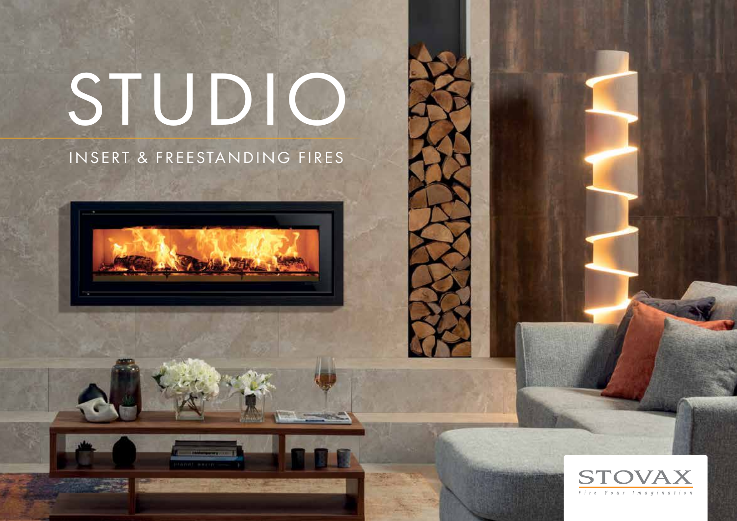# STUDIO

## INSERT & FREESTANDING FIRES

STOVAX

*Fire Your Imagination*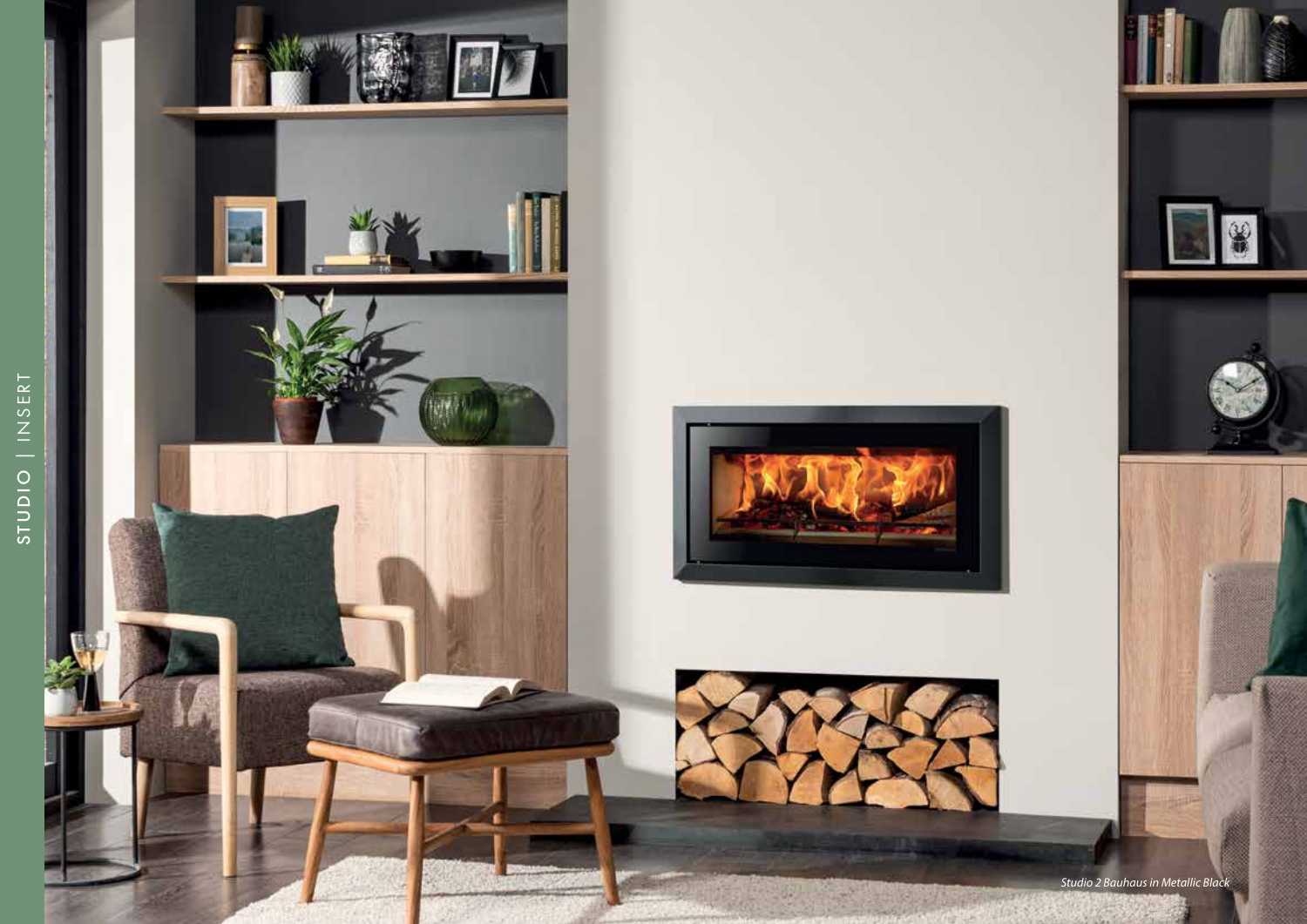STUDIO | INSERT

*Studio 2 Bauhaus in Metallic Black*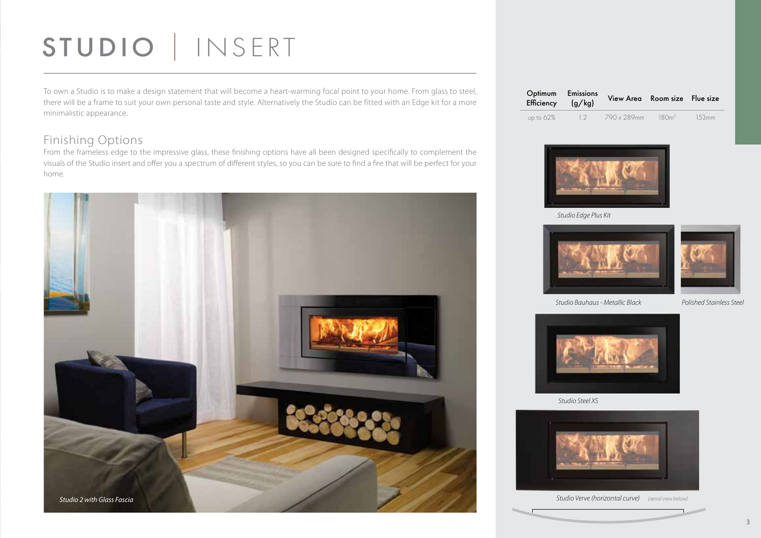# STUDIO | INSERT

To own a Studio is to make a design statement that will become a heart-warming focal point to your home. From glass to steel, there will be a frame to suit your own personal taste and style. Alternatively the Studio can be fitted with an Edge kit for a more minimalistic appearance.

## Finishing Options

From the frameless edge to the impressive glass, these finishing options have all been designed specifically to complement the visuals of the Studio insert and offer you a spectrum of different styles, so you can be sure to find a fire that will be perfect for your home.

*Studio 2 with Glass Fascia*

| Optimum Efficiency | Emissions (g/kg) | View Area | Room size | Flue size |
|---|---|---|---|---|
| up to 62% | 1.2 | 790 x 289mm | 180m$^2$ | 153mm |

*Studio Edge Plus Kit*

*Studio Bauhaus - Metallic Black*

*Polished Stainless Steel*

*Studio Steel XS*

*Studio Verve (horizontal curve)* *(aerial view below)*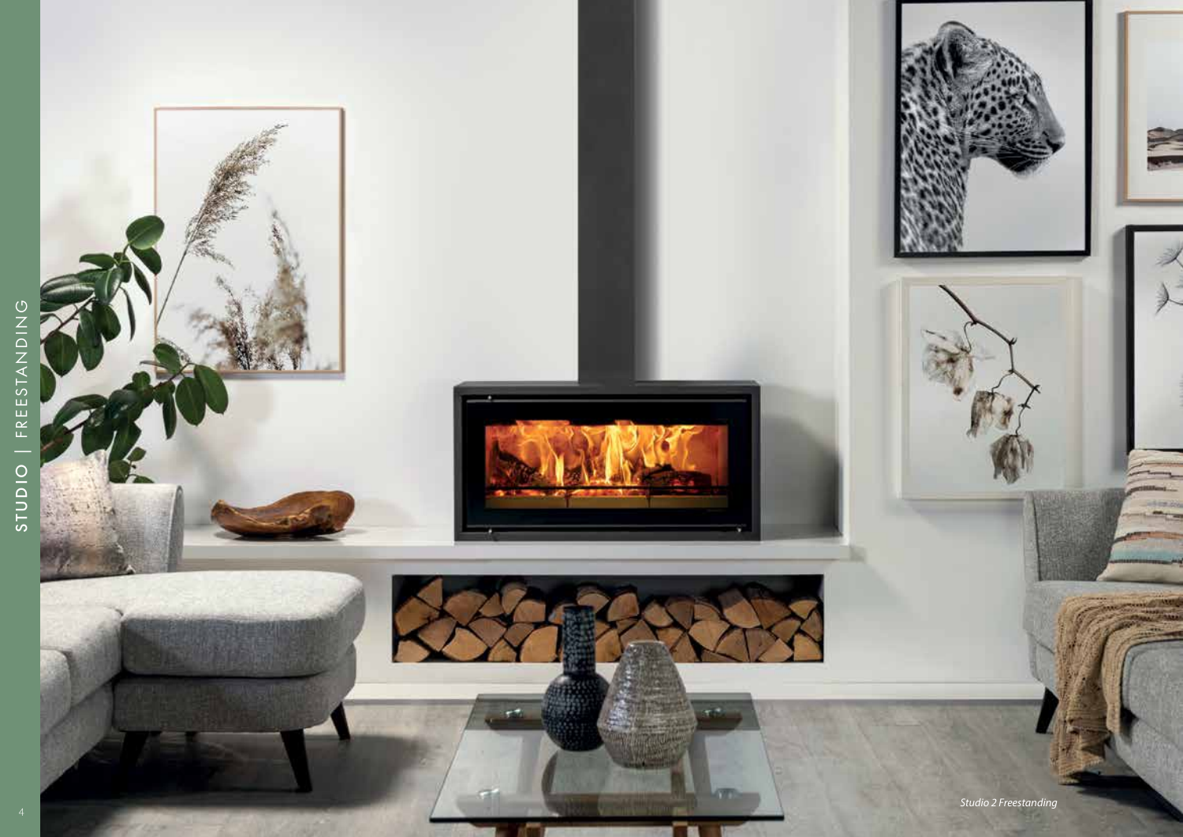*Studio 2 Freestanding*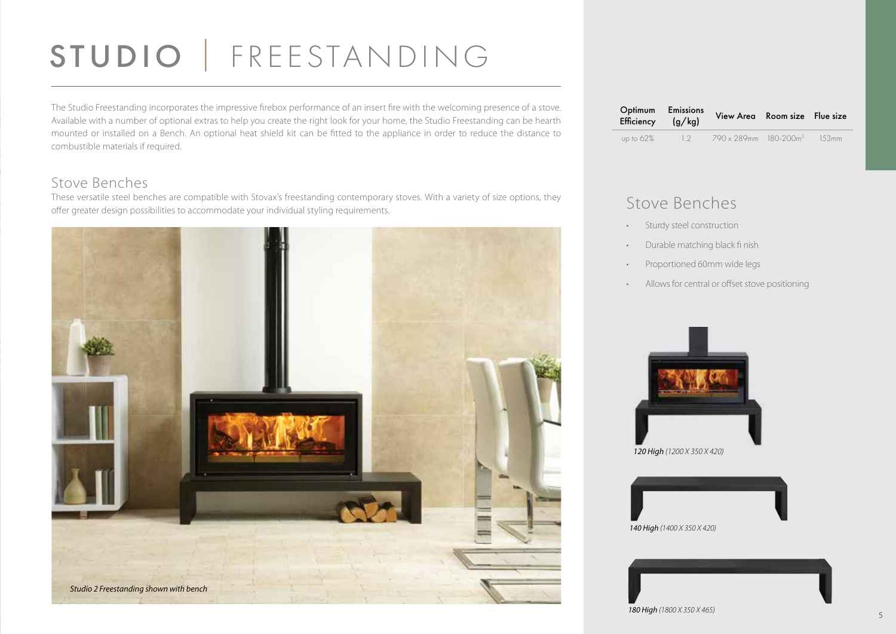# STUDIO | FREESTANDING

The Studio Freestanding incorporates the impressive firebox performance of an insert fire with the welcoming presence of a stove. Available with a number of optional extras to help you create the right look for your home, the Studio Freestanding can be hearth mounted or installed on a Bench. An optional heat shield kit can be fitted to the appliance in order to reduce the distance to combustible materials if required.

## Stove Benches

These versatile steel benches are compatible with Stovax's freestanding contemporary stoves. With a variety of size options, they offer greater design possibilities to accommodate your individual styling requirements.

*Studio 2 Freestanding shown with bench*

| Optimum Efficiency | Emissions (g/kg) | View Area | Room size | Flue size |
|---|---|---|---|---|
| up to 62% | 1.2 | 790 x 289mm | 180-200m² | 153mm |

## Stove Benches

- Sturdy steel construction
- Durable matching black fi nish
- Proportioned 60mm wide legs
- Allows for central or offset stove positioning

***120 High*** *(1200 X 350 X 420)*

***140 High*** *(1400 X 350 X 420)*

***180 High*** *(1800 X 350 X 465)*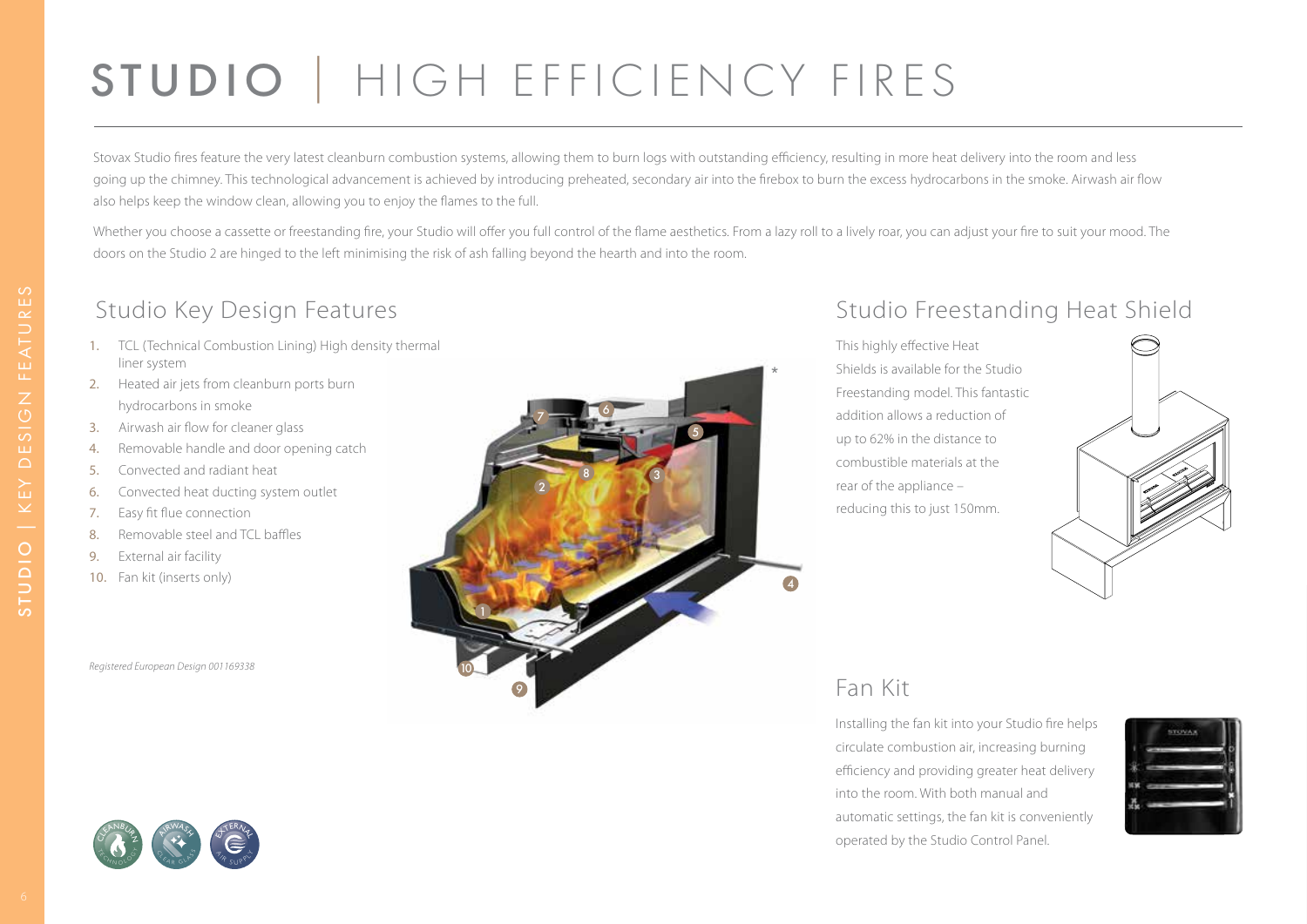# STUDIO | HIGH EFFICIENCY FIRES

Stovax Studio fires feature the very latest cleanburn combustion systems, allowing them to burn logs with outstanding efficiency, resulting in more heat delivery into the room and less going up the chimney. This technological advancement is achieved by introducing preheated, secondary air into the firebox to burn the excess hydrocarbons in the smoke. Airwash air flow also helps keep the window clean, allowing you to enjoy the flames to the full.

Whether you choose a cassette or freestanding fire, your Studio will offer you full control of the flame aesthetics. From a lazy roll to a lively roar, you can adjust your fire to suit your mood. The doors on the Studio 2 are hinged to the left minimising the risk of ash falling beyond the hearth and into the room.

## Studio Key Design Features

1. TCL (Technical Combustion Lining) High density thermal liner system
2. Heated air jets from cleanburn ports burn hydrocarbons in smoke
3. Airwash air flow for cleaner glass
4. Removable handle and door opening catch
5. Convected and radiant heat
6. Convected heat ducting system outlet
7. Easy fit flue connection
8. Removable steel and TCL baffles
9. External air facility
10. Fan kit (inserts only)

*Registered European Design 001169338*

## Studio Freestanding Heat Shield

This highly effective Heat Shields is available for the Studio Freestanding model. This fantastic addition allows a reduction of up to 62% in the distance to combustible materials at the rear of the appliance – reducing this to just 150mm.

## Fan Kit

Installing the fan kit into your Studio fire helps circulate combustion air, increasing burning efficiency and providing greater heat delivery into the room. With both manual and automatic settings, the fan kit is conveniently operated by the Studio Control Panel.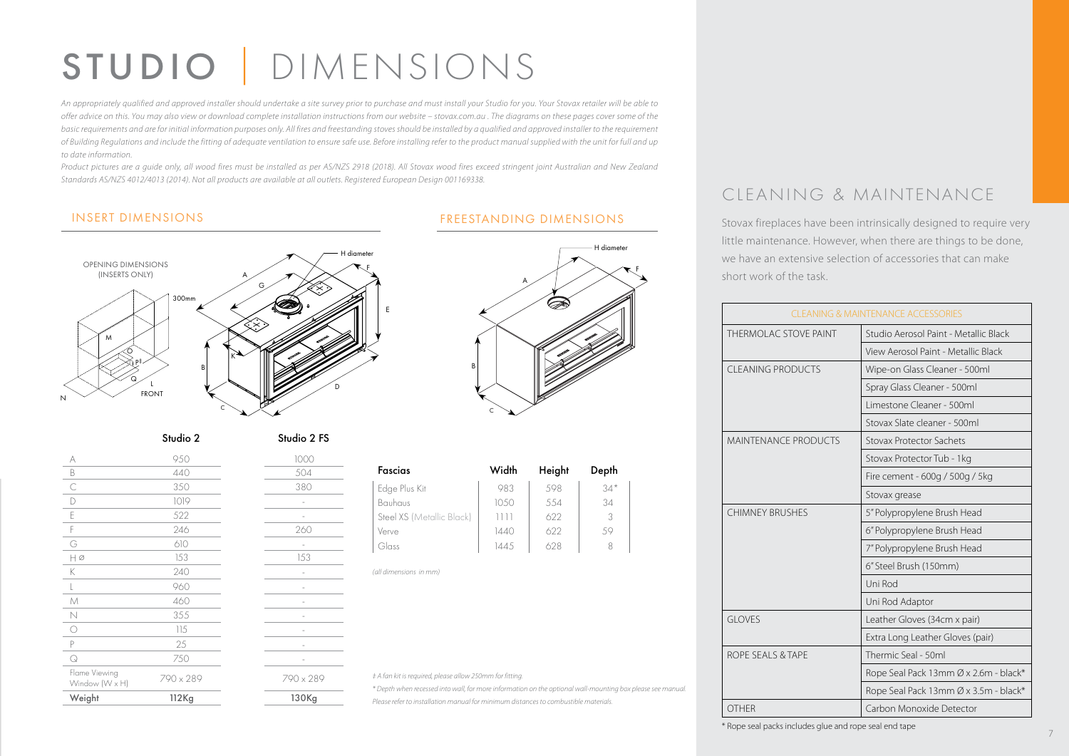# STUDIO | DIMENSIONS

*An appropriately qualified and approved installer should undertake a site survey prior to purchase and must install your Studio for you. Your Stovax retailer will be able to offer advice on this. You may also view or download complete installation instructions from our website – stovax.com.au . The diagrams on these pages cover some of the basic requirements and are for initial information purposes only. All fires and freestanding stoves should be installed by a qualified and approved installer to the requirement of Building Regulations and include the fitting of adequate ventilation to ensure safe use. Before installing refer to the product manual supplied with the unit for full and up to date information.*

*Product pictures are a guide only, all wood fires must be installed as per AS/NZS 2918 (2018). All Stovax wood fires exceed stringent joint Australian and New Zealand Standards AS/NZS 4012/4013 (2014). Not all products are available at all outlets. Registered European Design 001169338.*

## INSERT DIMENSIONS

## FREESTANDING DIMENSIONS

| | Studio 2 | Studio 2 FS |
|---|---|---|
| A | 950 | 1000 |
| B | 440 | 504 |
| C | 350 | 380 |
| D | 1019 | - |
| E | 522 | - |
| F | 246 | 260 |
| G | 610 | - |
| H Ø | 153 | 153 |
| K | 240 | - |
| L | 960 | - |
| M | 460 | - |
| N | 355 | - |
| O | 115 | - |
| P | 25 | - |
| Q | 750 | - |
| Flame Viewing Window (W x H) | 790 x 289 | 790 x 289 |
| **Weight** | **112Kg** | **130Kg** |

| Fascias | Width | Height | Depth |
|---|---|---|---|
| Edge Plus Kit | 983 | 598 | 34* |
| Bauhaus | 1050 | 554 | 34 |
| Steel XS (Metallic Black) | 1111 | 622 | 3 |
| Verve | 1440 | 622 | 59 |
| Glass | 1445 | 628 | 8 |

*(all dimensions in mm)*

*‡ A fan kit is required, please allow 250mm for fitting.*

** Depth when recessed into wall, for more information on the optional wall-mounting box please see manual.*

*Please refer to installation manual for minimum distances to combustible materials.*

## CLEANING & MAINTENANCE

Stovax fireplaces have been intrinsically designed to require very little maintenance. However, when there are things to be done, we have an extensive selection of accessories that can make short work of the task.

| CLEANING & MAINTENANCE ACCESSORIES | |
|---|---|
| THERMOLAC STOVE PAINT | Studio Aerosol Paint - Metallic Black |
| | View Aerosol Paint - Metallic Black |
| CLEANING PRODUCTS | Wipe-on Glass Cleaner - 500ml |
| | Spray Glass Cleaner - 500ml |
| | Limestone Cleaner - 500ml |
| | Stovax Slate cleaner - 500ml |
| MAINTENANCE PRODUCTS | Stovax Protector Sachets |
| | Stovax Protector Tub - 1kg |
| | Fire cement - 600g / 500g / 5kg |
| | Stovax grease |
| CHIMNEY BRUSHES | 5" Polypropylene Brush Head |
| | 6" Polypropylene Brush Head |
| | 7" Polypropylene Brush Head |
| | 6" Steel Brush (150mm) |
| | Uni Rod |
| | Uni Rod Adaptor |
| GLOVES | Leather Gloves (34cm x pair) |
| | Extra Long Leather Gloves (pair) |
| ROPE SEALS & TAPE | Thermic Seal - 50ml |
| | Rope Seal Pack 13mm Ø x 2.6m - black* |
| | Rope Seal Pack 13mm Ø x 3.5m - black* |
| OTHER | Carbon Monoxide Detector |

* Rope seal packs includes glue and rope seal end tape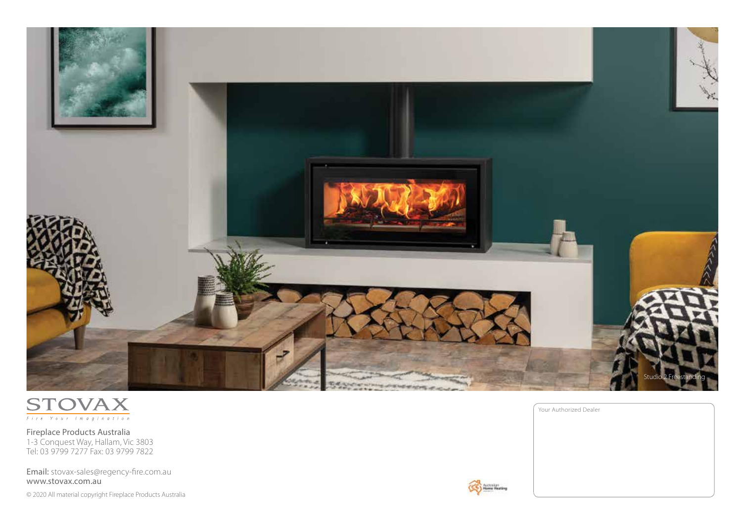Studio 2 Freestanding

STOVAX

Fire Your Imagination

Fireplace Products Australia
1-3 Conquest Way, Hallam, Vic 3803
Tel: 03 9799 7277 Fax: 03 9799 7822

Email: stovax-sales@regency-fire.com.au
www.stovax.com.au

© 2020 All material copyright Fireplace Products Australia

Australian Home Heating

Your Authorized Dealer